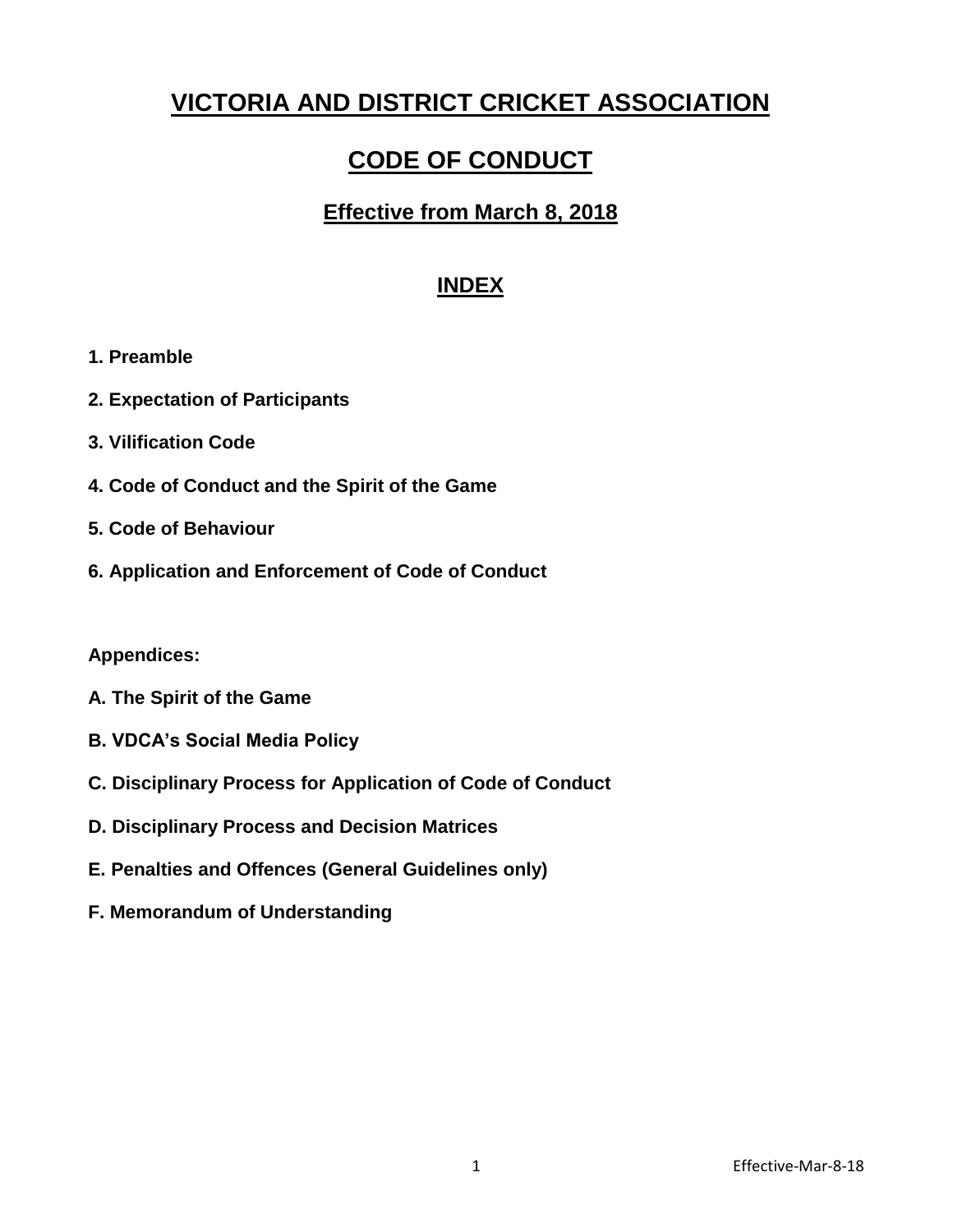# VICTORIA AND DISTRICT CRICKET ASSOCIATION

# CODE OF CONDUCT

## Effective from March 8, 2018

## INDEX

**1. Preamble**

**2. Expectation of Participants**

**3. Vilification Code**

**4. Code of Conduct and the Spirit of the Game**

**5. Code of Behaviour**

**6. Application and Enforcement of Code of Conduct**

**Appendices:**

**A. The Spirit of the Game**

**B. VDCA's Social Media Policy**

**C. Disciplinary Process for Application of Code of Conduct**

**D. Disciplinary Process and Decision Matrices**

**E. Penalties and Offences (General Guidelines only)**

**F. Memorandum of Understanding**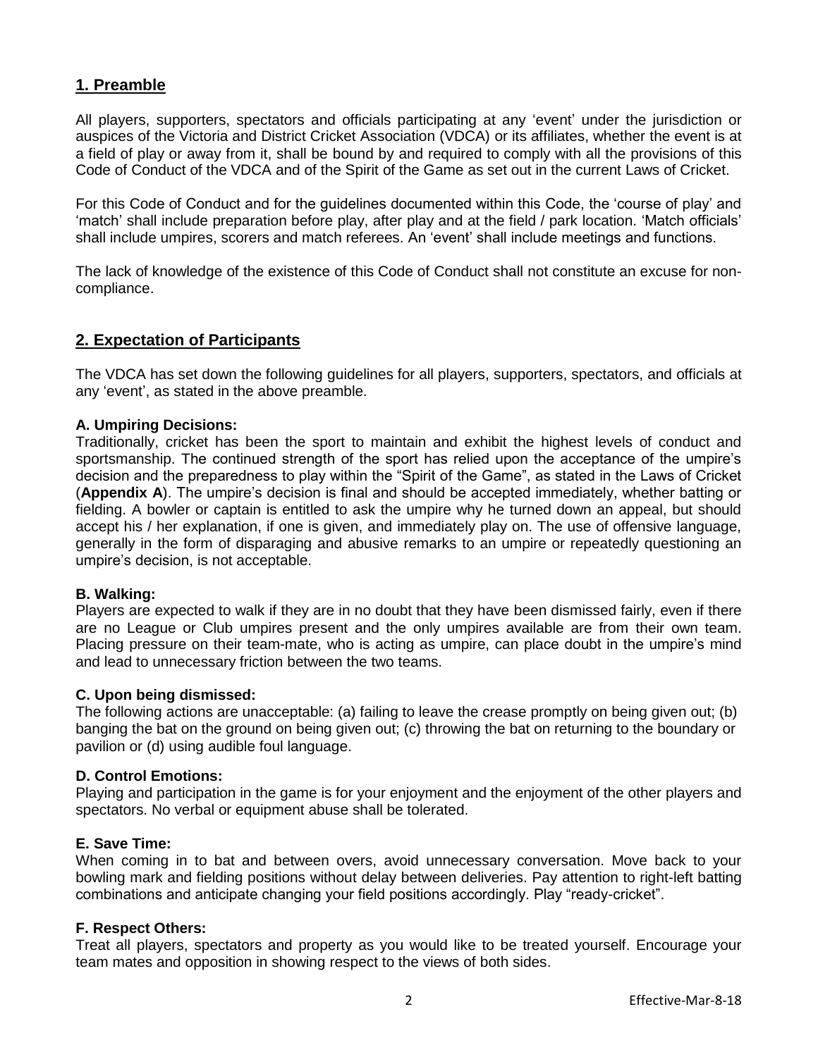## 1. Preamble

All players, supporters, spectators and officials participating at any 'event' under the jurisdiction or auspices of the Victoria and District Cricket Association (VDCA) or its affiliates, whether the event is at a field of play or away from it, shall be bound by and required to comply with all the provisions of this Code of Conduct of the VDCA and of the Spirit of the Game as set out in the current Laws of Cricket.

For this Code of Conduct and for the guidelines documented within this Code, the 'course of play' and 'match' shall include preparation before play, after play and at the field / park location. 'Match officials' shall include umpires, scorers and match referees. An 'event' shall include meetings and functions.

The lack of knowledge of the existence of this Code of Conduct shall not constitute an excuse for non-compliance.

## 2. Expectation of Participants

The VDCA has set down the following guidelines for all players, supporters, spectators, and officials at any 'event', as stated in the above preamble.

**A. Umpiring Decisions:**
Traditionally, cricket has been the sport to maintain and exhibit the highest levels of conduct and sportsmanship. The continued strength of the sport has relied upon the acceptance of the umpire's decision and the preparedness to play within the "Spirit of the Game", as stated in the Laws of Cricket (**Appendix A**). The umpire's decision is final and should be accepted immediately, whether batting or fielding. A bowler or captain is entitled to ask the umpire why he turned down an appeal, but should accept his / her explanation, if one is given, and immediately play on. The use of offensive language, generally in the form of disparaging and abusive remarks to an umpire or repeatedly questioning an umpire's decision, is not acceptable.

**B. Walking:**
Players are expected to walk if they are in no doubt that they have been dismissed fairly, even if there are no League or Club umpires present and the only umpires available are from their own team. Placing pressure on their team-mate, who is acting as umpire, can place doubt in the umpire's mind and lead to unnecessary friction between the two teams.

**C. Upon being dismissed:**
The following actions are unacceptable: (a) failing to leave the crease promptly on being given out; (b) banging the bat on the ground on being given out; (c) throwing the bat on returning to the boundary or pavilion or (d) using audible foul language.

**D. Control Emotions:**
Playing and participation in the game is for your enjoyment and the enjoyment of the other players and spectators. No verbal or equipment abuse shall be tolerated.

**E. Save Time:**
When coming in to bat and between overs, avoid unnecessary conversation. Move back to your bowling mark and fielding positions without delay between deliveries. Pay attention to right-left batting combinations and anticipate changing your field positions accordingly. Play "ready-cricket".

**F. Respect Others:**
Treat all players, spectators and property as you would like to be treated yourself. Encourage your team mates and opposition in showing respect to the views of both sides.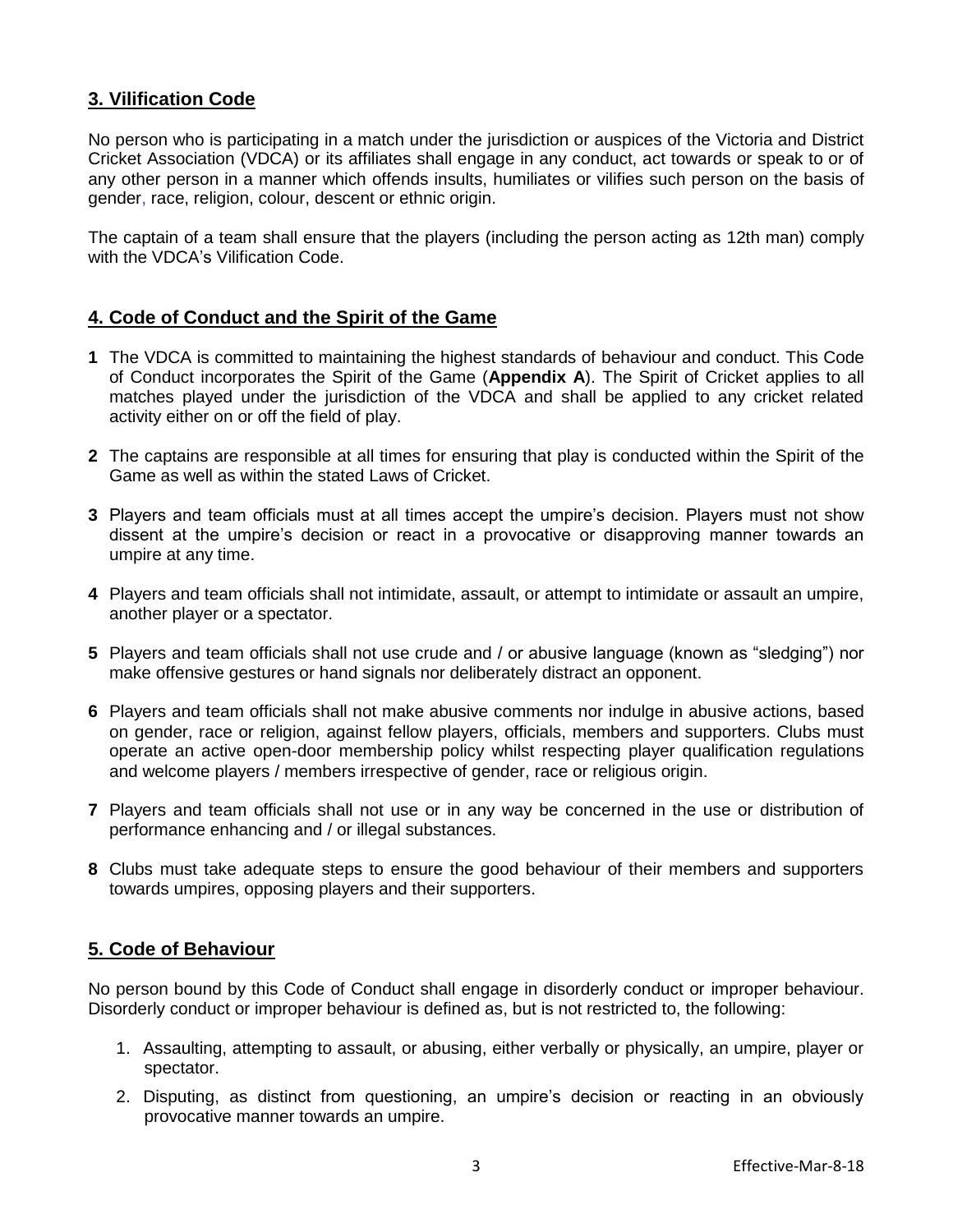## 3. Vilification Code

No person who is participating in a match under the jurisdiction or auspices of the Victoria and District Cricket Association (VDCA) or its affiliates shall engage in any conduct, act towards or speak to or of any other person in a manner which offends insults, humiliates or vilifies such person on the basis of gender, race, religion, colour, descent or ethnic origin.

The captain of a team shall ensure that the players (including the person acting as 12th man) comply with the VDCA's Vilification Code.

## 4. Code of Conduct and the Spirit of the Game

**1** The VDCA is committed to maintaining the highest standards of behaviour and conduct. This Code of Conduct incorporates the Spirit of the Game (**Appendix A**). The Spirit of Cricket applies to all matches played under the jurisdiction of the VDCA and shall be applied to any cricket related activity either on or off the field of play.

**2** The captains are responsible at all times for ensuring that play is conducted within the Spirit of the Game as well as within the stated Laws of Cricket.

**3** Players and team officials must at all times accept the umpire's decision. Players must not show dissent at the umpire's decision or react in a provocative or disapproving manner towards an umpire at any time.

**4** Players and team officials shall not intimidate, assault, or attempt to intimidate or assault an umpire, another player or a spectator.

**5** Players and team officials shall not use crude and / or abusive language (known as "sledging") nor make offensive gestures or hand signals nor deliberately distract an opponent.

**6** Players and team officials shall not make abusive comments nor indulge in abusive actions, based on gender, race or religion, against fellow players, officials, members and supporters. Clubs must operate an active open-door membership policy whilst respecting player qualification regulations and welcome players / members irrespective of gender, race or religious origin.

**7** Players and team officials shall not use or in any way be concerned in the use or distribution of performance enhancing and / or illegal substances.

**8** Clubs must take adequate steps to ensure the good behaviour of their members and supporters towards umpires, opposing players and their supporters.

## 5. Code of Behaviour

No person bound by this Code of Conduct shall engage in disorderly conduct or improper behaviour. Disorderly conduct or improper behaviour is defined as, but is not restricted to, the following:

1. Assaulting, attempting to assault, or abusing, either verbally or physically, an umpire, player or spectator.
2. Disputing, as distinct from questioning, an umpire's decision or reacting in an obviously provocative manner towards an umpire.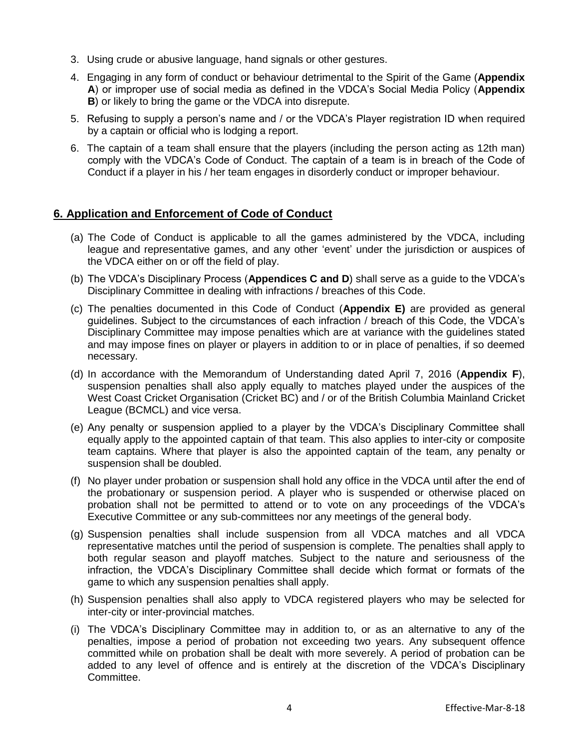3. Using crude or abusive language, hand signals or other gestures.
4. Engaging in any form of conduct or behaviour detrimental to the Spirit of the Game (**Appendix A**) or improper use of social media as defined in the VDCA's Social Media Policy (**Appendix B**) or likely to bring the game or the VDCA into disrepute.
5. Refusing to supply a person's name and / or the VDCA's Player registration ID when required by a captain or official who is lodging a report.
6. The captain of a team shall ensure that the players (including the person acting as 12th man) comply with the VDCA's Code of Conduct. The captain of a team is in breach of the Code of Conduct if a player in his / her team engages in disorderly conduct or improper behaviour.

## 6. Application and Enforcement of Code of Conduct

(a) The Code of Conduct is applicable to all the games administered by the VDCA, including league and representative games, and any other 'event' under the jurisdiction or auspices of the VDCA either on or off the field of play.

(b) The VDCA's Disciplinary Process (**Appendices C and D**) shall serve as a guide to the VDCA's Disciplinary Committee in dealing with infractions / breaches of this Code.

(c) The penalties documented in this Code of Conduct (**Appendix E)** are provided as general guidelines. Subject to the circumstances of each infraction / breach of this Code, the VDCA's Disciplinary Committee may impose penalties which are at variance with the guidelines stated and may impose fines on player or players in addition to or in place of penalties, if so deemed necessary.

(d) In accordance with the Memorandum of Understanding dated April 7, 2016 (**Appendix F**), suspension penalties shall also apply equally to matches played under the auspices of the West Coast Cricket Organisation (Cricket BC) and / or of the British Columbia Mainland Cricket League (BCMCL) and vice versa.

(e) Any penalty or suspension applied to a player by the VDCA's Disciplinary Committee shall equally apply to the appointed captain of that team. This also applies to inter-city or composite team captains. Where that player is also the appointed captain of the team, any penalty or suspension shall be doubled.

(f) No player under probation or suspension shall hold any office in the VDCA until after the end of the probationary or suspension period. A player who is suspended or otherwise placed on probation shall not be permitted to attend or to vote on any proceedings of the VDCA's Executive Committee or any sub-committees nor any meetings of the general body.

(g) Suspension penalties shall include suspension from all VDCA matches and all VDCA representative matches until the period of suspension is complete. The penalties shall apply to both regular season and playoff matches. Subject to the nature and seriousness of the infraction, the VDCA's Disciplinary Committee shall decide which format or formats of the game to which any suspension penalties shall apply.

(h) Suspension penalties shall also apply to VDCA registered players who may be selected for inter-city or inter-provincial matches.

(i) The VDCA's Disciplinary Committee may in addition to, or as an alternative to any of the penalties, impose a period of probation not exceeding two years. Any subsequent offence committed while on probation shall be dealt with more severely. A period of probation can be added to any level of offence and is entirely at the discretion of the VDCA's Disciplinary Committee.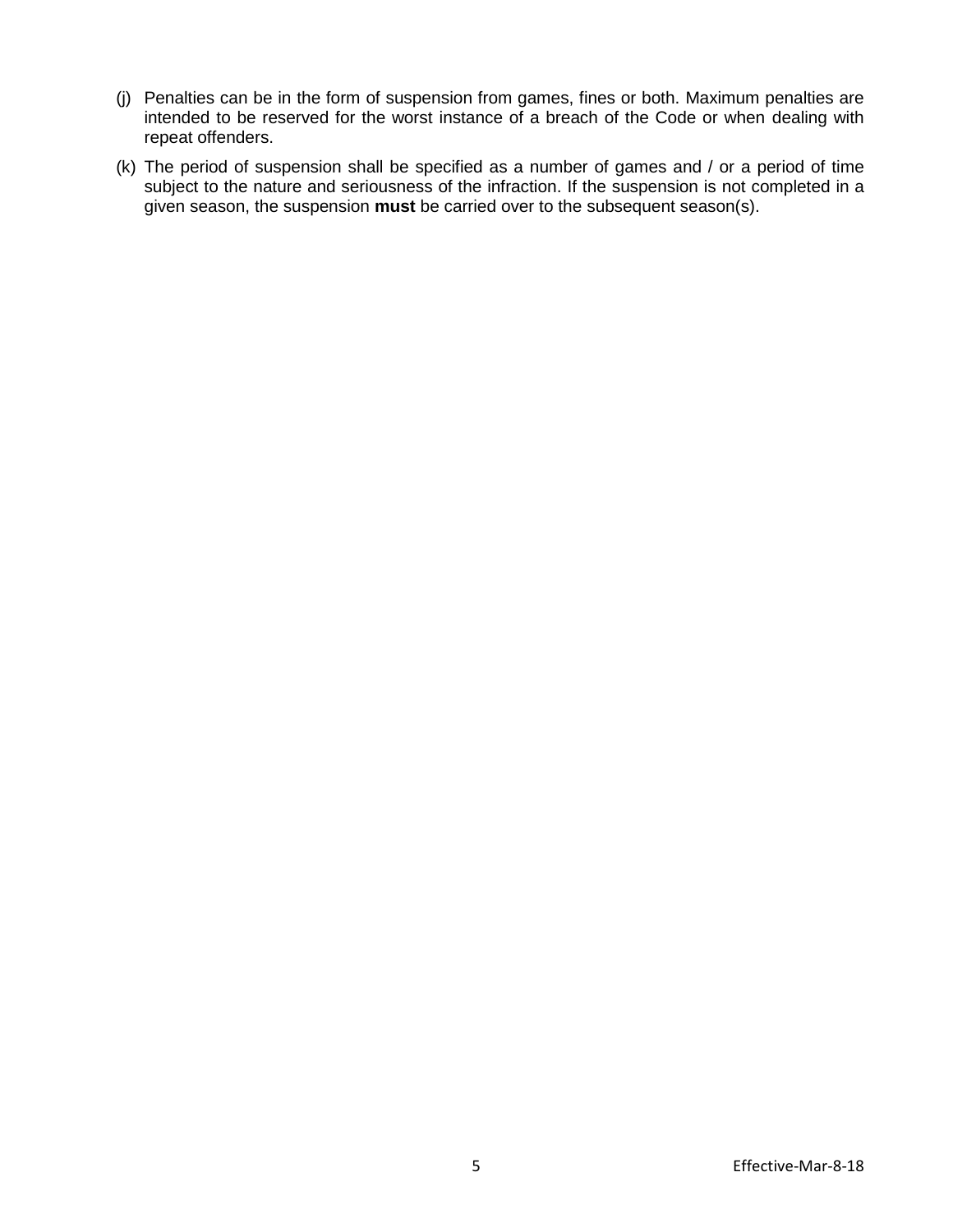(j) Penalties can be in the form of suspension from games, fines or both. Maximum penalties are intended to be reserved for the worst instance of a breach of the Code or when dealing with repeat offenders.

(k) The period of suspension shall be specified as a number of games and / or a period of time subject to the nature and seriousness of the infraction. If the suspension is not completed in a given season, the suspension **must** be carried over to the subsequent season(s).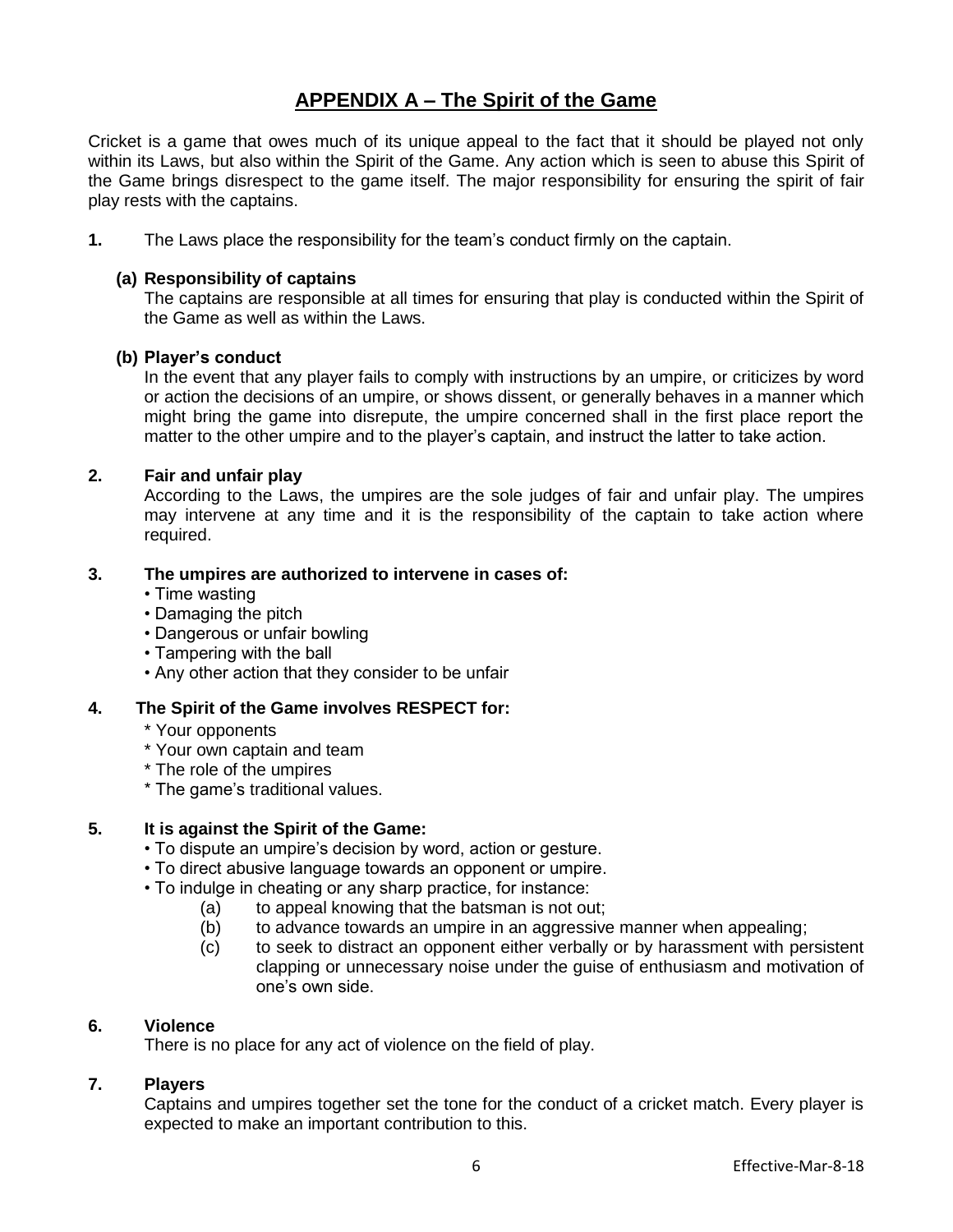## APPENDIX A – The Spirit of the Game

Cricket is a game that owes much of its unique appeal to the fact that it should be played not only within its Laws, but also within the Spirit of the Game. Any action which is seen to abuse this Spirit of the Game brings disrespect to the game itself. The major responsibility for ensuring the spirit of fair play rests with the captains.

**1.** The Laws place the responsibility for the team's conduct firmly on the captain.

**(a) Responsibility of captains**
The captains are responsible at all times for ensuring that play is conducted within the Spirit of the Game as well as within the Laws.

**(b) Player's conduct**
In the event that any player fails to comply with instructions by an umpire, or criticizes by word or action the decisions of an umpire, or shows dissent, or generally behaves in a manner which might bring the game into disrepute, the umpire concerned shall in the first place report the matter to the other umpire and to the player's captain, and instruct the latter to take action.

**2. Fair and unfair play**
According to the Laws, the umpires are the sole judges of fair and unfair play. The umpires may intervene at any time and it is the responsibility of the captain to take action where required.

**3. The umpires are authorized to intervene in cases of:**

- Time wasting
- Damaging the pitch
- Dangerous or unfair bowling
- Tampering with the ball
- Any other action that they consider to be unfair

**4. The Spirit of the Game involves RESPECT for:**

- Your opponents
- Your own captain and team
- The role of the umpires
- The game's traditional values.

**5. It is against the Spirit of the Game:**

- To dispute an umpire's decision by word, action or gesture.
- To direct abusive language towards an opponent or umpire.
- To indulge in cheating or any sharp practice, for instance:
  - (a) to appeal knowing that the batsman is not out;
  - (b) to advance towards an umpire in an aggressive manner when appealing;
  - (c) to seek to distract an opponent either verbally or by harassment with persistent clapping or unnecessary noise under the guise of enthusiasm and motivation of one's own side.

**6. Violence**
There is no place for any act of violence on the field of play.

**7. Players**
Captains and umpires together set the tone for the conduct of a cricket match. Every player is expected to make an important contribution to this.

Effective-Mar-8-18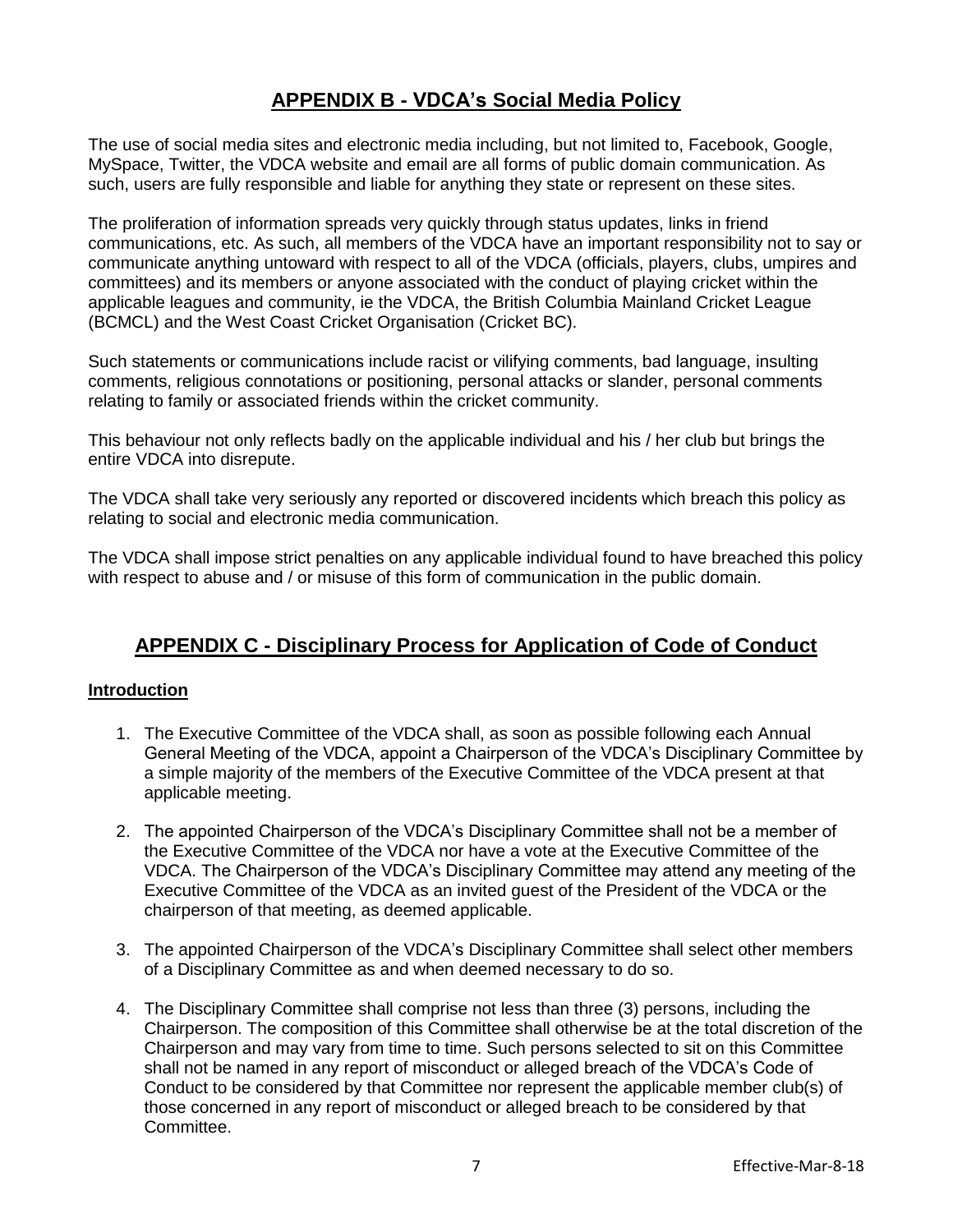## APPENDIX B - VDCA's Social Media Policy

The use of social media sites and electronic media including, but not limited to, Facebook, Google, MySpace, Twitter, the VDCA website and email are all forms of public domain communication. As such, users are fully responsible and liable for anything they state or represent on these sites.

The proliferation of information spreads very quickly through status updates, links in friend communications, etc. As such, all members of the VDCA have an important responsibility not to say or communicate anything untoward with respect to all of the VDCA (officials, players, clubs, umpires and committees) and its members or anyone associated with the conduct of playing cricket within the applicable leagues and community, ie the VDCA, the British Columbia Mainland Cricket League (BCMCL) and the West Coast Cricket Organisation (Cricket BC).

Such statements or communications include racist or vilifying comments, bad language, insulting comments, religious connotations or positioning, personal attacks or slander, personal comments relating to family or associated friends within the cricket community.

This behaviour not only reflects badly on the applicable individual and his / her club but brings the entire VDCA into disrepute.

The VDCA shall take very seriously any reported or discovered incidents which breach this policy as relating to social and electronic media communication.

The VDCA shall impose strict penalties on any applicable individual found to have breached this policy with respect to abuse and / or misuse of this form of communication in the public domain.

## APPENDIX C - Disciplinary Process for Application of Code of Conduct

### Introduction

1. The Executive Committee of the VDCA shall, as soon as possible following each Annual General Meeting of the VDCA, appoint a Chairperson of the VDCA's Disciplinary Committee by a simple majority of the members of the Executive Committee of the VDCA present at that applicable meeting.

2. The appointed Chairperson of the VDCA's Disciplinary Committee shall not be a member of the Executive Committee of the VDCA nor have a vote at the Executive Committee of the VDCA. The Chairperson of the VDCA's Disciplinary Committee may attend any meeting of the Executive Committee of the VDCA as an invited guest of the President of the VDCA or the chairperson of that meeting, as deemed applicable.

3. The appointed Chairperson of the VDCA's Disciplinary Committee shall select other members of a Disciplinary Committee as and when deemed necessary to do so.

4. The Disciplinary Committee shall comprise not less than three (3) persons, including the Chairperson. The composition of this Committee shall otherwise be at the total discretion of the Chairperson and may vary from time to time. Such persons selected to sit on this Committee shall not be named in any report of misconduct or alleged breach of the VDCA's Code of Conduct to be considered by that Committee nor represent the applicable member club(s) of those concerned in any report of misconduct or alleged breach to be considered by that Committee.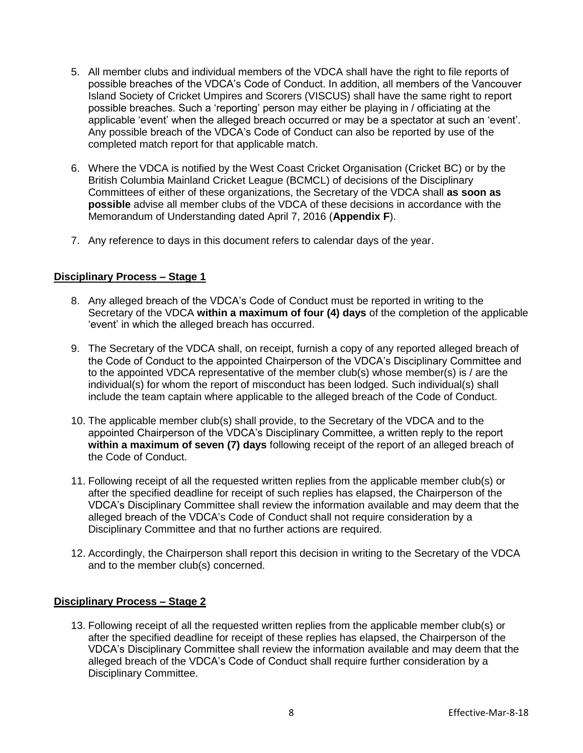5. All member clubs and individual members of the VDCA shall have the right to file reports of possible breaches of the VDCA's Code of Conduct. In addition, all members of the Vancouver Island Society of Cricket Umpires and Scorers (VISCUS) shall have the same right to report possible breaches. Such a 'reporting' person may either be playing in / officiating at the applicable 'event' when the alleged breach occurred or may be a spectator at such an 'event'. Any possible breach of the VDCA's Code of Conduct can also be reported by use of the completed match report for that applicable match.

6. Where the VDCA is notified by the West Coast Cricket Organisation (Cricket BC) or by the British Columbia Mainland Cricket League (BCMCL) of decisions of the Disciplinary Committees of either of these organizations, the Secretary of the VDCA shall **as soon as possible** advise all member clubs of the VDCA of these decisions in accordance with the Memorandum of Understanding dated April 7, 2016 (**Appendix F**).

7. Any reference to days in this document refers to calendar days of the year.

## Disciplinary Process – Stage 1

8. Any alleged breach of the VDCA's Code of Conduct must be reported in writing to the Secretary of the VDCA **within a maximum of four (4) days** of the completion of the applicable 'event' in which the alleged breach has occurred.

9. The Secretary of the VDCA shall, on receipt, furnish a copy of any reported alleged breach of the Code of Conduct to the appointed Chairperson of the VDCA's Disciplinary Committee and to the appointed VDCA representative of the member club(s) whose member(s) is / are the individual(s) for whom the report of misconduct has been lodged. Such individual(s) shall include the team captain where applicable to the alleged breach of the Code of Conduct.

10. The applicable member club(s) shall provide, to the Secretary of the VDCA and to the appointed Chairperson of the VDCA's Disciplinary Committee, a written reply to the report **within a maximum of seven (7) days** following receipt of the report of an alleged breach of the Code of Conduct.

11. Following receipt of all the requested written replies from the applicable member club(s) or after the specified deadline for receipt of such replies has elapsed, the Chairperson of the VDCA's Disciplinary Committee shall review the information available and may deem that the alleged breach of the VDCA's Code of Conduct shall not require consideration by a Disciplinary Committee and that no further actions are required.

12. Accordingly, the Chairperson shall report this decision in writing to the Secretary of the VDCA and to the member club(s) concerned.

## Disciplinary Process – Stage 2

13. Following receipt of all the requested written replies from the applicable member club(s) or after the specified deadline for receipt of these replies has elapsed, the Chairperson of the VDCA's Disciplinary Committee shall review the information available and may deem that the alleged breach of the VDCA's Code of Conduct shall require further consideration by a Disciplinary Committee.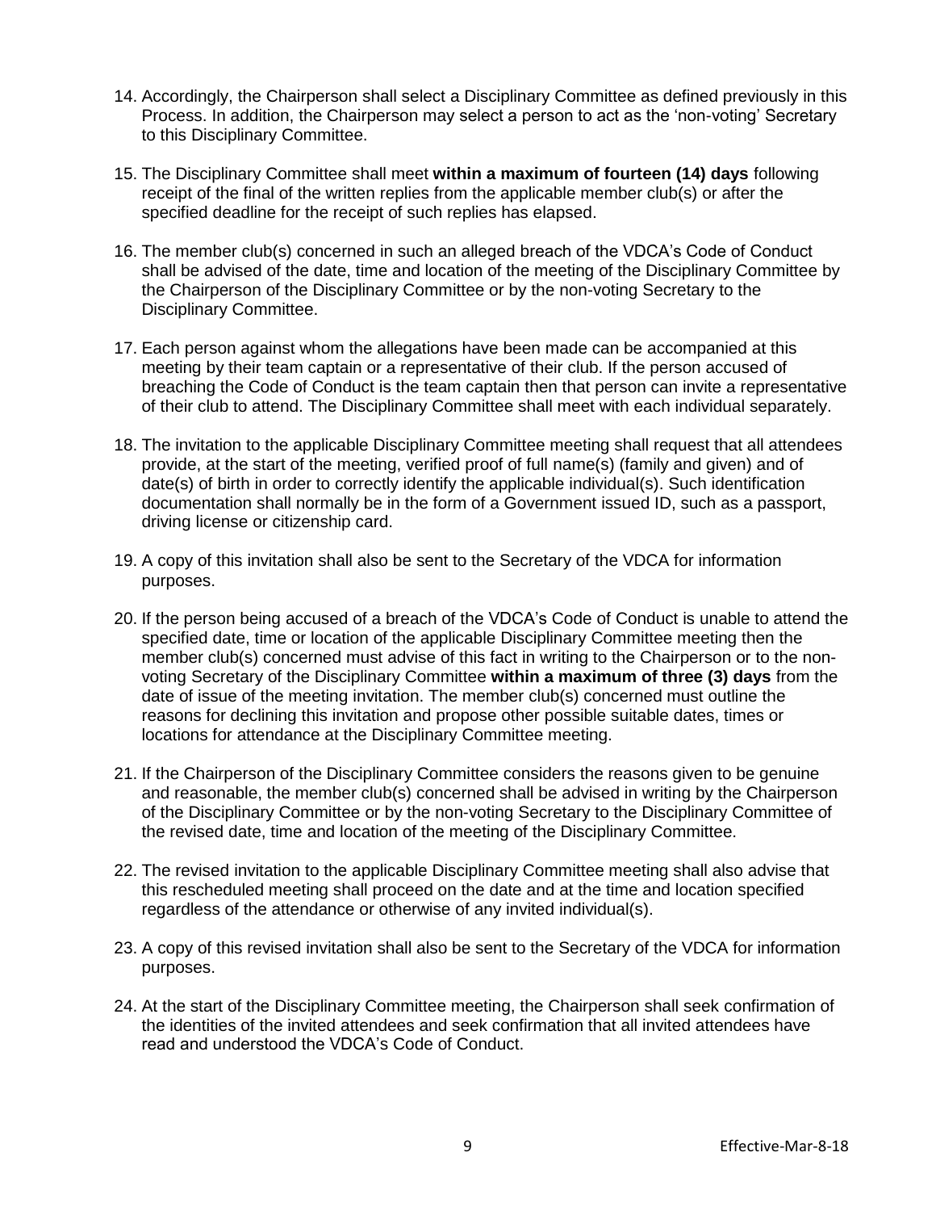14. Accordingly, the Chairperson shall select a Disciplinary Committee as defined previously in this Process. In addition, the Chairperson may select a person to act as the 'non-voting' Secretary to this Disciplinary Committee.

15. The Disciplinary Committee shall meet **within a maximum of fourteen (14) days** following receipt of the final of the written replies from the applicable member club(s) or after the specified deadline for the receipt of such replies has elapsed.

16. The member club(s) concerned in such an alleged breach of the VDCA's Code of Conduct shall be advised of the date, time and location of the meeting of the Disciplinary Committee by the Chairperson of the Disciplinary Committee or by the non-voting Secretary to the Disciplinary Committee.

17. Each person against whom the allegations have been made can be accompanied at this meeting by their team captain or a representative of their club. If the person accused of breaching the Code of Conduct is the team captain then that person can invite a representative of their club to attend. The Disciplinary Committee shall meet with each individual separately.

18. The invitation to the applicable Disciplinary Committee meeting shall request that all attendees provide, at the start of the meeting, verified proof of full name(s) (family and given) and of date(s) of birth in order to correctly identify the applicable individual(s). Such identification documentation shall normally be in the form of a Government issued ID, such as a passport, driving license or citizenship card.

19. A copy of this invitation shall also be sent to the Secretary of the VDCA for information purposes.

20. If the person being accused of a breach of the VDCA's Code of Conduct is unable to attend the specified date, time or location of the applicable Disciplinary Committee meeting then the member club(s) concerned must advise of this fact in writing to the Chairperson or to the non-voting Secretary of the Disciplinary Committee **within a maximum of three (3) days** from the date of issue of the meeting invitation. The member club(s) concerned must outline the reasons for declining this invitation and propose other possible suitable dates, times or locations for attendance at the Disciplinary Committee meeting.

21. If the Chairperson of the Disciplinary Committee considers the reasons given to be genuine and reasonable, the member club(s) concerned shall be advised in writing by the Chairperson of the Disciplinary Committee or by the non-voting Secretary to the Disciplinary Committee of the revised date, time and location of the meeting of the Disciplinary Committee.

22. The revised invitation to the applicable Disciplinary Committee meeting shall also advise that this rescheduled meeting shall proceed on the date and at the time and location specified regardless of the attendance or otherwise of any invited individual(s).

23. A copy of this revised invitation shall also be sent to the Secretary of the VDCA for information purposes.

24. At the start of the Disciplinary Committee meeting, the Chairperson shall seek confirmation of the identities of the invited attendees and seek confirmation that all invited attendees have read and understood the VDCA's Code of Conduct.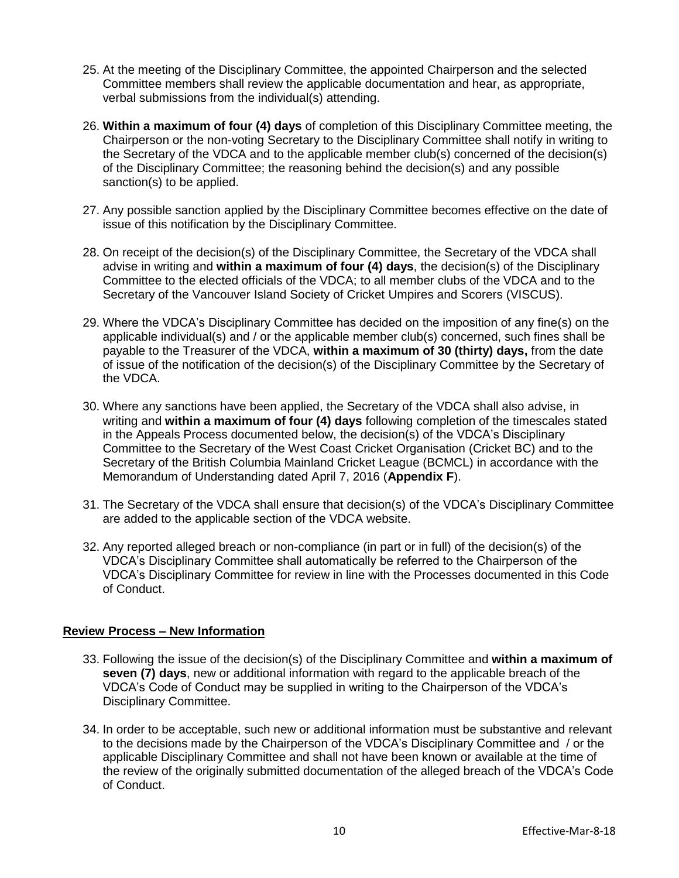25. At the meeting of the Disciplinary Committee, the appointed Chairperson and the selected Committee members shall review the applicable documentation and hear, as appropriate, verbal submissions from the individual(s) attending.

26. **Within a maximum of four (4) days** of completion of this Disciplinary Committee meeting, the Chairperson or the non-voting Secretary to the Disciplinary Committee shall notify in writing to the Secretary of the VDCA and to the applicable member club(s) concerned of the decision(s) of the Disciplinary Committee; the reasoning behind the decision(s) and any possible sanction(s) to be applied.

27. Any possible sanction applied by the Disciplinary Committee becomes effective on the date of issue of this notification by the Disciplinary Committee.

28. On receipt of the decision(s) of the Disciplinary Committee, the Secretary of the VDCA shall advise in writing and **within a maximum of four (4) days**, the decision(s) of the Disciplinary Committee to the elected officials of the VDCA; to all member clubs of the VDCA and to the Secretary of the Vancouver Island Society of Cricket Umpires and Scorers (VISCUS).

29. Where the VDCA's Disciplinary Committee has decided on the imposition of any fine(s) on the applicable individual(s) and / or the applicable member club(s) concerned, such fines shall be payable to the Treasurer of the VDCA, **within a maximum of 30 (thirty) days,** from the date of issue of the notification of the decision(s) of the Disciplinary Committee by the Secretary of the VDCA.

30. Where any sanctions have been applied, the Secretary of the VDCA shall also advise, in writing and **within a maximum of four (4) days** following completion of the timescales stated in the Appeals Process documented below, the decision(s) of the VDCA's Disciplinary Committee to the Secretary of the West Coast Cricket Organisation (Cricket BC) and to the Secretary of the British Columbia Mainland Cricket League (BCMCL) in accordance with the Memorandum of Understanding dated April 7, 2016 (**Appendix F**).

31. The Secretary of the VDCA shall ensure that decision(s) of the VDCA's Disciplinary Committee are added to the applicable section of the VDCA website.

32. Any reported alleged breach or non-compliance (in part or in full) of the decision(s) of the VDCA's Disciplinary Committee shall automatically be referred to the Chairperson of the VDCA's Disciplinary Committee for review in line with the Processes documented in this Code of Conduct.

## Review Process – New Information

33. Following the issue of the decision(s) of the Disciplinary Committee and **within a maximum of seven (7) days**, new or additional information with regard to the applicable breach of the VDCA's Code of Conduct may be supplied in writing to the Chairperson of the VDCA's Disciplinary Committee.

34. In order to be acceptable, such new or additional information must be substantive and relevant to the decisions made by the Chairperson of the VDCA's Disciplinary Committee and / or the applicable Disciplinary Committee and shall not have been known or available at the time of the review of the originally submitted documentation of the alleged breach of the VDCA's Code of Conduct.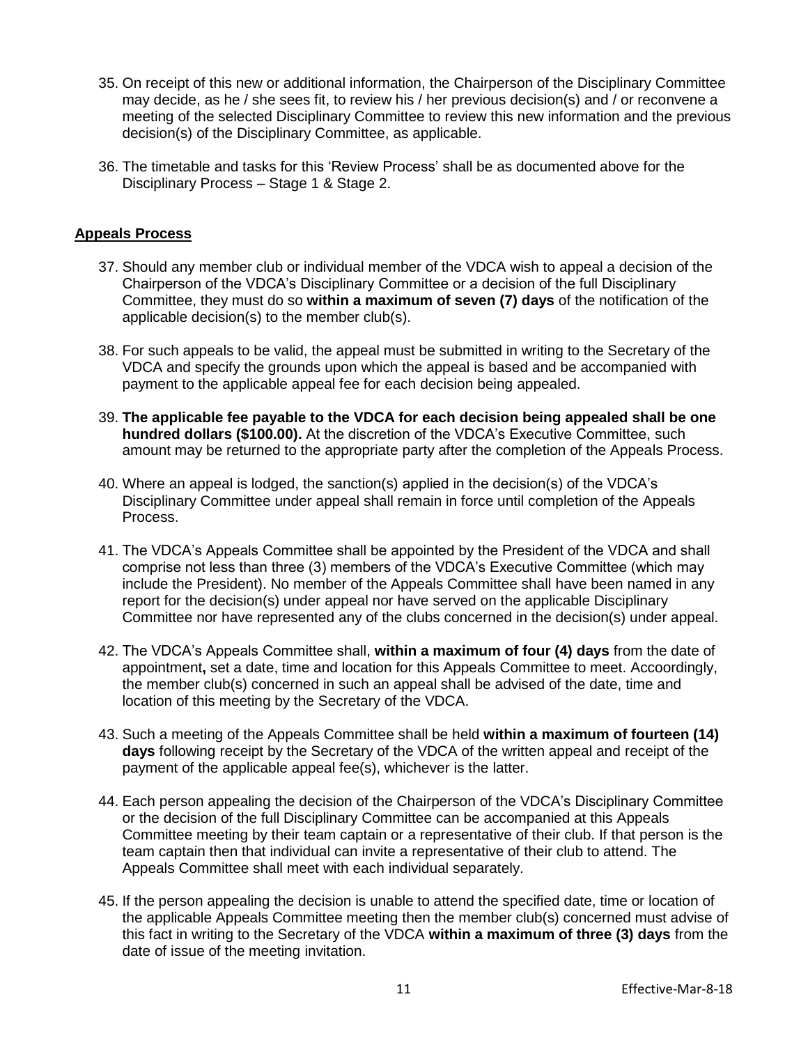35. On receipt of this new or additional information, the Chairperson of the Disciplinary Committee may decide, as he / she sees fit, to review his / her previous decision(s) and / or reconvene a meeting of the selected Disciplinary Committee to review this new information and the previous decision(s) of the Disciplinary Committee, as applicable.

36. The timetable and tasks for this 'Review Process' shall be as documented above for the Disciplinary Process – Stage 1 & Stage 2.

## Appeals Process

37. Should any member club or individual member of the VDCA wish to appeal a decision of the Chairperson of the VDCA's Disciplinary Committee or a decision of the full Disciplinary Committee, they must do so **within a maximum of seven (7) days** of the notification of the applicable decision(s) to the member club(s).

38. For such appeals to be valid, the appeal must be submitted in writing to the Secretary of the VDCA and specify the grounds upon which the appeal is based and be accompanied with payment to the applicable appeal fee for each decision being appealed.

39. **The applicable fee payable to the VDCA for each decision being appealed shall be one hundred dollars ($100.00).** At the discretion of the VDCA's Executive Committee, such amount may be returned to the appropriate party after the completion of the Appeals Process.

40. Where an appeal is lodged, the sanction(s) applied in the decision(s) of the VDCA's Disciplinary Committee under appeal shall remain in force until completion of the Appeals Process.

41. The VDCA's Appeals Committee shall be appointed by the President of the VDCA and shall comprise not less than three (3) members of the VDCA's Executive Committee (which may include the President). No member of the Appeals Committee shall have been named in any report for the decision(s) under appeal nor have served on the applicable Disciplinary Committee nor have represented any of the clubs concerned in the decision(s) under appeal.

42. The VDCA's Appeals Committee shall, **within a maximum of four (4) days** from the date of appointment**,** set a date, time and location for this Appeals Committee to meet. Accoordingly, the member club(s) concerned in such an appeal shall be advised of the date, time and location of this meeting by the Secretary of the VDCA.

43. Such a meeting of the Appeals Committee shall be held **within a maximum of fourteen (14) days** following receipt by the Secretary of the VDCA of the written appeal and receipt of the payment of the applicable appeal fee(s), whichever is the latter.

44. Each person appealing the decision of the Chairperson of the VDCA's Disciplinary Committee or the decision of the full Disciplinary Committee can be accompanied at this Appeals Committee meeting by their team captain or a representative of their club. If that person is the team captain then that individual can invite a representative of their club to attend. The Appeals Committee shall meet with each individual separately.

45. If the person appealing the decision is unable to attend the specified date, time or location of the applicable Appeals Committee meeting then the member club(s) concerned must advise of this fact in writing to the Secretary of the VDCA **within a maximum of three (3) days** from the date of issue of the meeting invitation.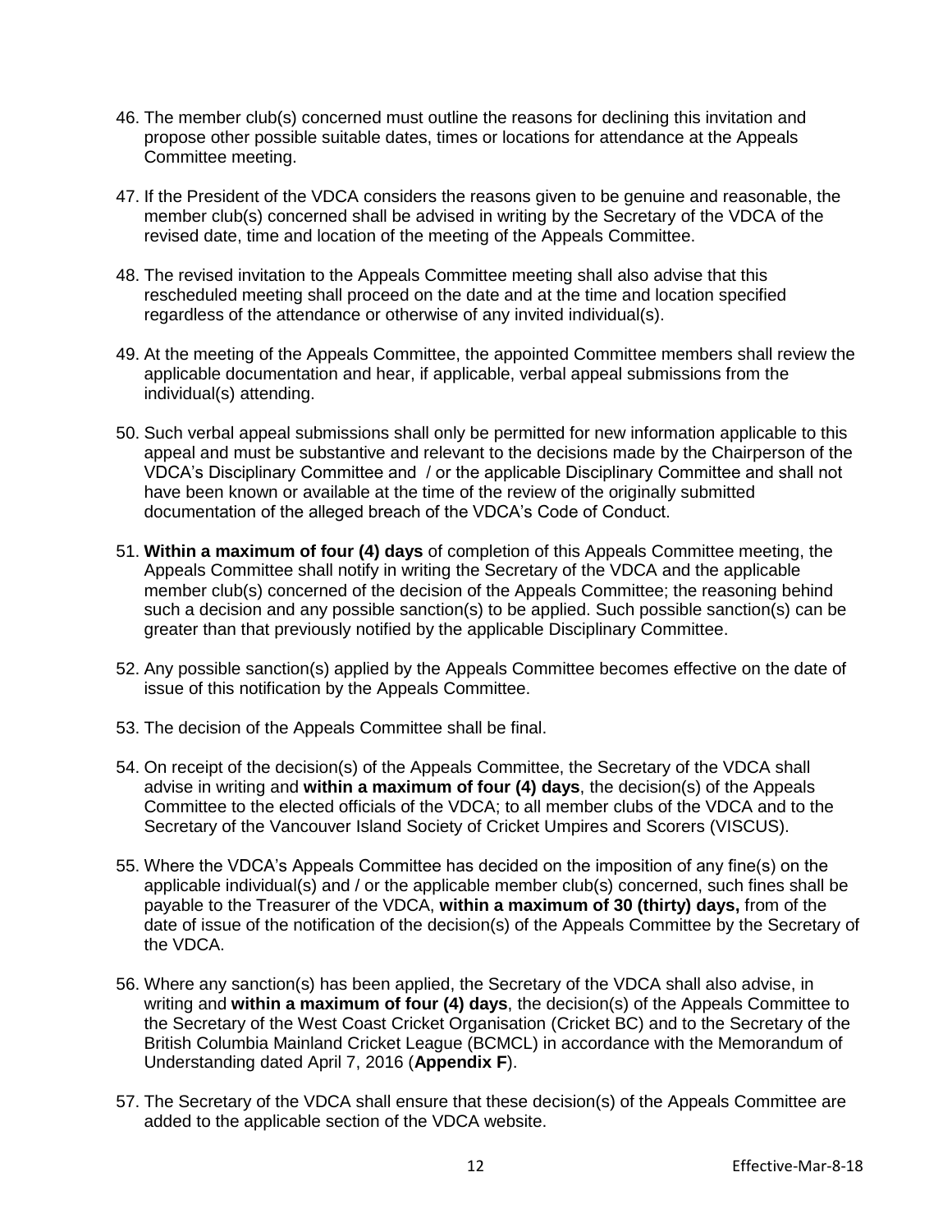46. The member club(s) concerned must outline the reasons for declining this invitation and propose other possible suitable dates, times or locations for attendance at the Appeals Committee meeting.

47. If the President of the VDCA considers the reasons given to be genuine and reasonable, the member club(s) concerned shall be advised in writing by the Secretary of the VDCA of the revised date, time and location of the meeting of the Appeals Committee.

48. The revised invitation to the Appeals Committee meeting shall also advise that this rescheduled meeting shall proceed on the date and at the time and location specified regardless of the attendance or otherwise of any invited individual(s).

49. At the meeting of the Appeals Committee, the appointed Committee members shall review the applicable documentation and hear, if applicable, verbal appeal submissions from the individual(s) attending.

50. Such verbal appeal submissions shall only be permitted for new information applicable to this appeal and must be substantive and relevant to the decisions made by the Chairperson of the VDCA's Disciplinary Committee and / or the applicable Disciplinary Committee and shall not have been known or available at the time of the review of the originally submitted documentation of the alleged breach of the VDCA's Code of Conduct.

51. **Within a maximum of four (4) days** of completion of this Appeals Committee meeting, the Appeals Committee shall notify in writing the Secretary of the VDCA and the applicable member club(s) concerned of the decision of the Appeals Committee; the reasoning behind such a decision and any possible sanction(s) to be applied. Such possible sanction(s) can be greater than that previously notified by the applicable Disciplinary Committee.

52. Any possible sanction(s) applied by the Appeals Committee becomes effective on the date of issue of this notification by the Appeals Committee.

53. The decision of the Appeals Committee shall be final.

54. On receipt of the decision(s) of the Appeals Committee, the Secretary of the VDCA shall advise in writing and **within a maximum of four (4) days**, the decision(s) of the Appeals Committee to the elected officials of the VDCA; to all member clubs of the VDCA and to the Secretary of the Vancouver Island Society of Cricket Umpires and Scorers (VISCUS).

55. Where the VDCA's Appeals Committee has decided on the imposition of any fine(s) on the applicable individual(s) and / or the applicable member club(s) concerned, such fines shall be payable to the Treasurer of the VDCA, **within a maximum of 30 (thirty) days,** from of the date of issue of the notification of the decision(s) of the Appeals Committee by the Secretary of the VDCA.

56. Where any sanction(s) has been applied, the Secretary of the VDCA shall also advise, in writing and **within a maximum of four (4) days**, the decision(s) of the Appeals Committee to the Secretary of the West Coast Cricket Organisation (Cricket BC) and to the Secretary of the British Columbia Mainland Cricket League (BCMCL) in accordance with the Memorandum of Understanding dated April 7, 2016 (**Appendix F**).

57. The Secretary of the VDCA shall ensure that these decision(s) of the Appeals Committee are added to the applicable section of the VDCA website.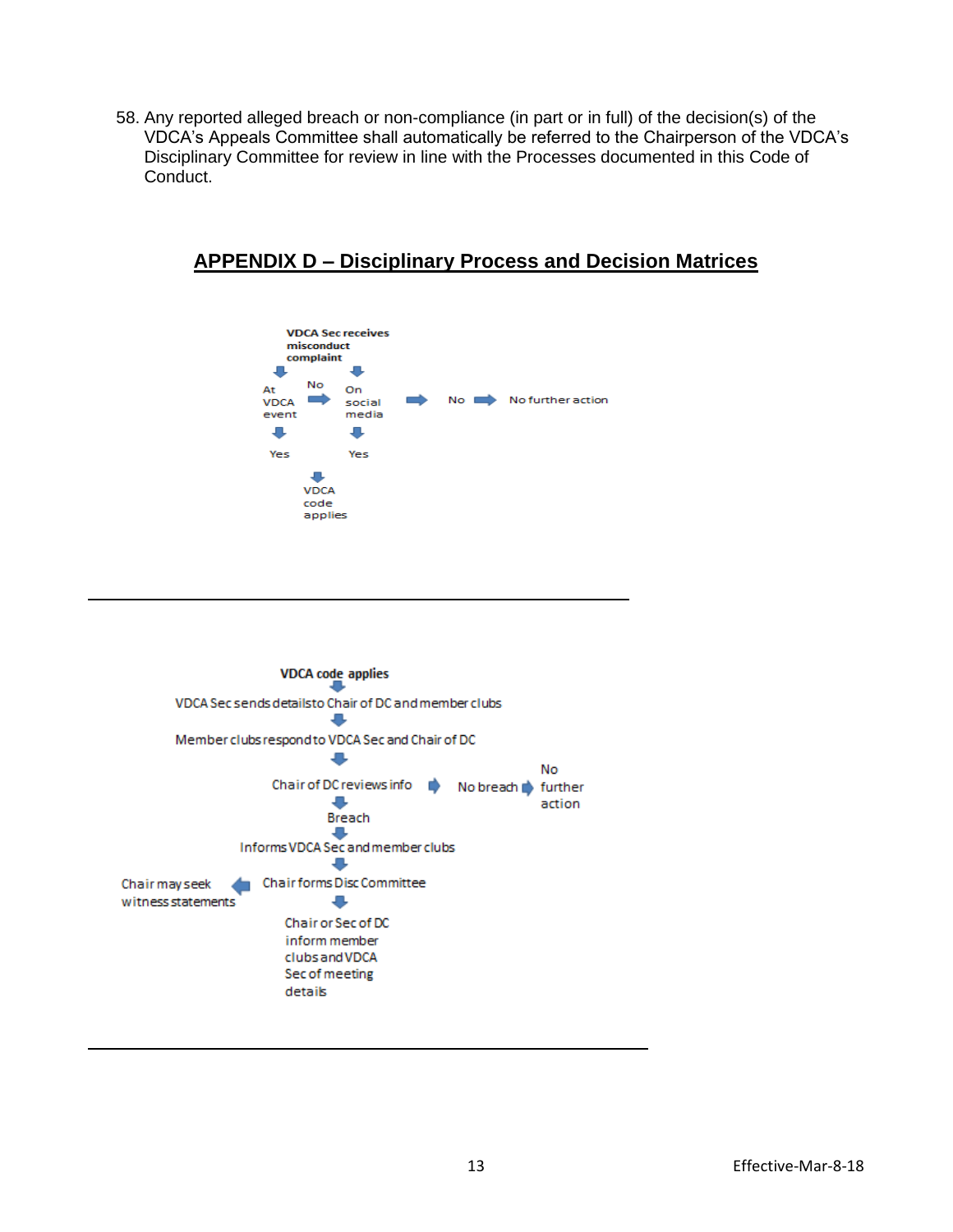58. Any reported alleged breach or non-compliance (in part or in full) of the decision(s) of the VDCA's Appeals Committee shall automatically be referred to the Chairperson of the VDCA's Disciplinary Committee for review in line with the Processes documented in this Code of Conduct.

## APPENDIX D – Disciplinary Process and Decision Matrices

**VDCA Sec receives misconduct complaint**

- At VDCA event → Yes → VDCA code applies
- At VDCA event → No → On social media
- On social media → Yes → VDCA code applies
- On social media → No → No further action

---

**VDCA code applies**

↓

VDCA Sec sends details to Chair of DC and member clubs

↓

Member clubs respond to VDCA Sec and Chair of DC

↓

Chair of DC reviews info → No breach → No further action

↓

Breach

↓

Informs VDCA Sec and member clubs

↓

Chair forms Disc Committee → Chair may seek witness statements

↓

Chair or Sec of DC inform member clubs and VDCA Sec of meeting details

---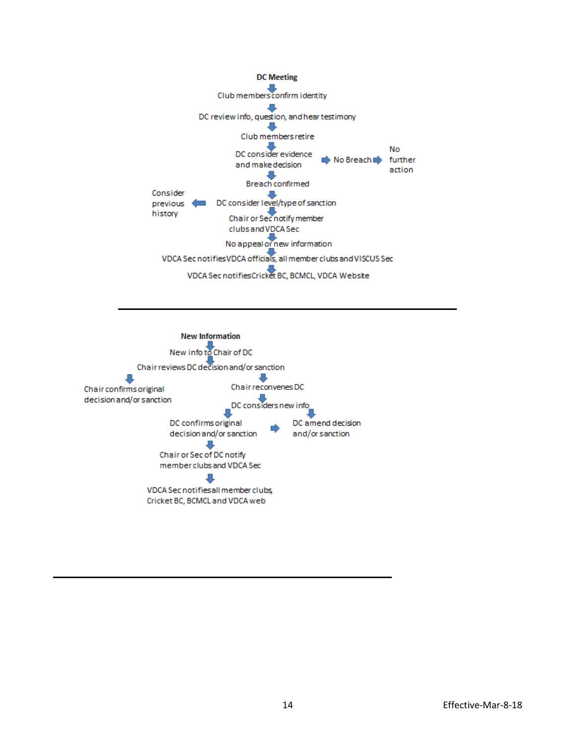**DC Meeting**

- Club members confirm identity
- DC review info, question, and hear testimony
- Club members retire
- DC consider evidence and make decision → No Breach → No further action
- Breach confirmed
- DC consider level/type of sanction → Consider previous history
- Chair or Sec notify member clubs and VDCA Sec
- No appeal or new information
- VDCA Sec notifies VDCA officials, all member clubs and VISCUS Sec
- VDCA Sec notifies Cricket BC, BCMCL, VDCA Website

---

**New Information**

- New info to Chair of DC
- Chair reviews DC decision and/or sanction
  - Chair confirms original decision and/or sanction
  - Chair reconvenes DC
    - DC considers new info
      - DC confirms original decision and/or sanction → DC amend decision and/or sanction
      - DC amend decision and/or sanction
- Chair or Sec of DC notify member clubs and VDCA Sec
- VDCA Sec notifies all member clubs, Cricket BC, BCMCL and VDCA web

---

Effective-Mar-8-18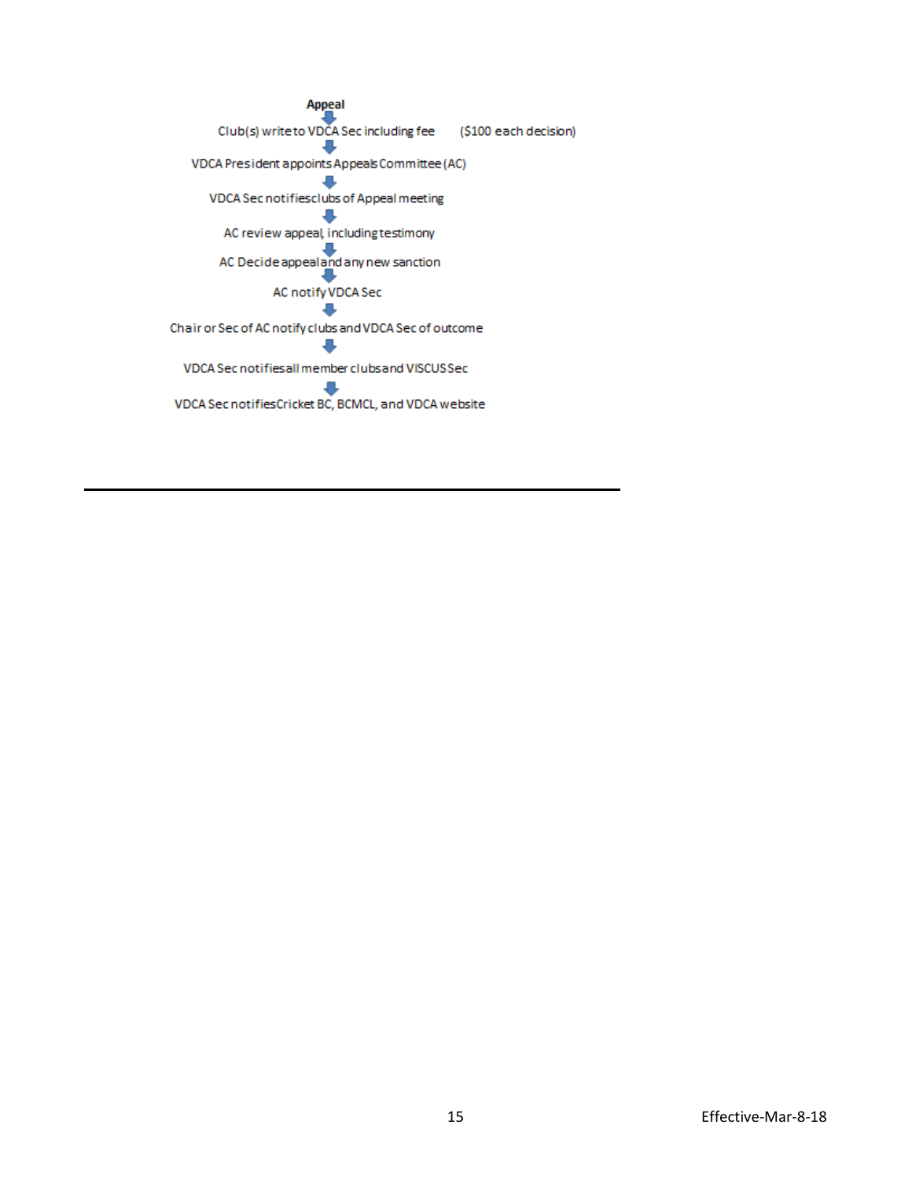**Appeal**

↓

Club(s) write to VDCA Sec including fee (\$100 each decision)

↓

VDCA President appoints Appeals Committee (AC)

↓

VDCA Sec notifies clubs of Appeal meeting

↓

AC review appeal, including testimony

↓

AC Decide appeal and any new sanction

↓

AC notify VDCA Sec

↓

Chair or Sec of AC notify clubs and VDCA Sec of outcome

↓

VDCA Sec notifies all member clubs and VISCUS Sec

↓

VDCA Sec notifies Cricket BC, BCMCL, and VDCA website

---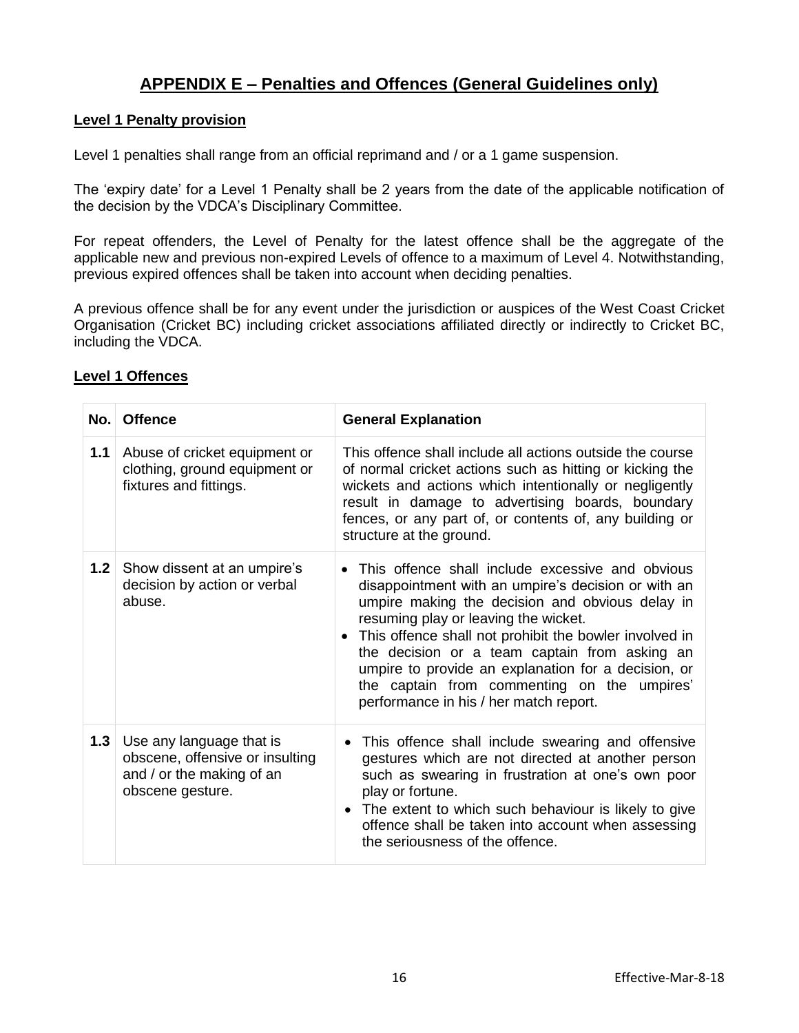# APPENDIX E – Penalties and Offences (General Guidelines only)

## Level 1 Penalty provision

Level 1 penalties shall range from an official reprimand and / or a 1 game suspension.

The 'expiry date' for a Level 1 Penalty shall be 2 years from the date of the applicable notification of the decision by the VDCA's Disciplinary Committee.

For repeat offenders, the Level of Penalty for the latest offence shall be the aggregate of the applicable new and previous non-expired Levels of offence to a maximum of Level 4. Notwithstanding, previous expired offences shall be taken into account when deciding penalties.

A previous offence shall be for any event under the jurisdiction or auspices of the West Coast Cricket Organisation (Cricket BC) including cricket associations affiliated directly or indirectly to Cricket BC, including the VDCA.

## Level 1 Offences

| No. | Offence | General Explanation |
|---|---|---|
| **1.1** | Abuse of cricket equipment or clothing, ground equipment or fixtures and fittings. | This offence shall include all actions outside the course of normal cricket actions such as hitting or kicking the wickets and actions which intentionally or negligently result in damage to advertising boards, boundary fences, or any part of, or contents of, any building or structure at the ground. |
| **1.2** | Show dissent at an umpire's decision by action or verbal abuse. | • This offence shall include excessive and obvious disappointment with an umpire's decision or with an umpire making the decision and obvious delay in resuming play or leaving the wicket.<br>• This offence shall not prohibit the bowler involved in the decision or a team captain from asking an umpire to provide an explanation for a decision, or the captain from commenting on the umpires' performance in his / her match report. |
| **1.3** | Use any language that is obscene, offensive or insulting and / or the making of an obscene gesture. | • This offence shall include swearing and offensive gestures which are not directed at another person such as swearing in frustration at one's own poor play or fortune.<br>• The extent to which such behaviour is likely to give offence shall be taken into account when assessing the seriousness of the offence. |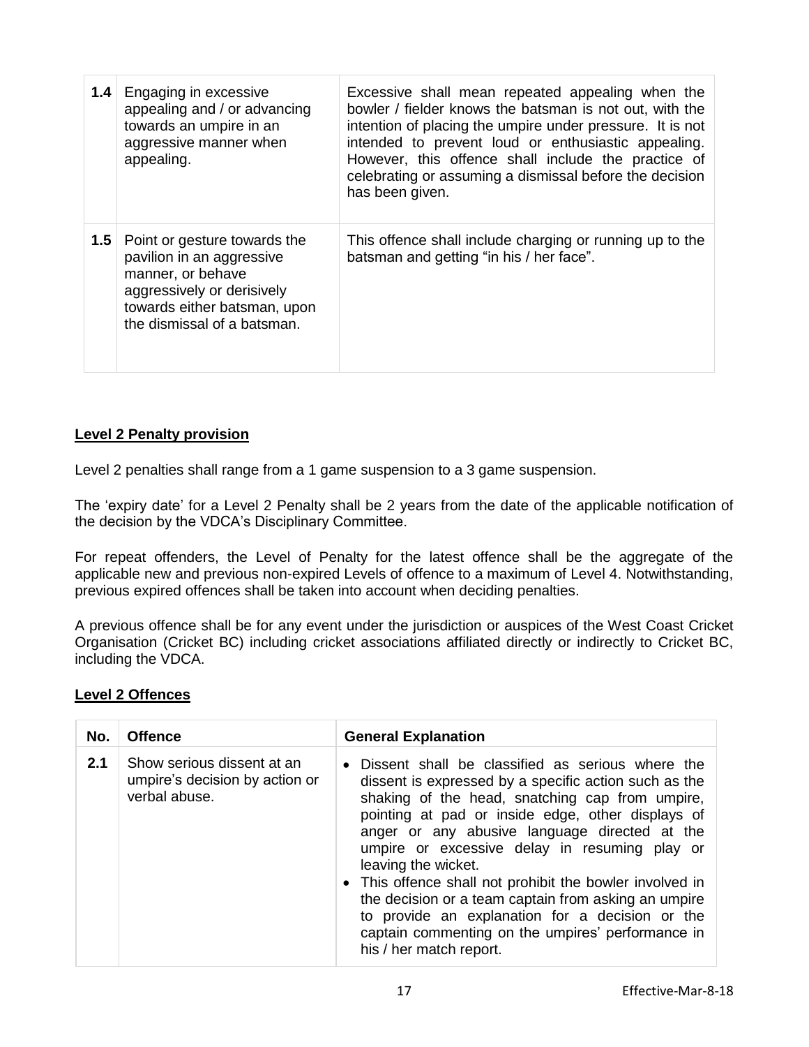| | | |
|---|---|---|
| **1.4** | Engaging in excessive appealing and / or advancing towards an umpire in an aggressive manner when appealing. | Excessive shall mean repeated appealing when the bowler / fielder knows the batsman is not out, with the intention of placing the umpire under pressure. It is not intended to prevent loud or enthusiastic appealing. However, this offence shall include the practice of celebrating or assuming a dismissal before the decision has been given. |
| **1.5** | Point or gesture towards the pavilion in an aggressive manner, or behave aggressively or derisively towards either batsman, upon the dismissal of a batsman. | This offence shall include charging or running up to the batsman and getting "in his / her face". |

**Level 2 Penalty provision**

Level 2 penalties shall range from a 1 game suspension to a 3 game suspension.

The 'expiry date' for a Level 2 Penalty shall be 2 years from the date of the applicable notification of the decision by the VDCA's Disciplinary Committee.

For repeat offenders, the Level of Penalty for the latest offence shall be the aggregate of the applicable new and previous non-expired Levels of offence to a maximum of Level 4. Notwithstanding, previous expired offences shall be taken into account when deciding penalties.

A previous offence shall be for any event under the jurisdiction or auspices of the West Coast Cricket Organisation (Cricket BC) including cricket associations affiliated directly or indirectly to Cricket BC, including the VDCA.

**Level 2 Offences**

| No. | Offence | General Explanation |
|---|---|---|
| **2.1** | Show serious dissent at an umpire's decision by action or verbal abuse. | • Dissent shall be classified as serious where the dissent is expressed by a specific action such as the shaking of the head, snatching cap from umpire, pointing at pad or inside edge, other displays of anger or any abusive language directed at the umpire or excessive delay in resuming play or leaving the wicket.<br>• This offence shall not prohibit the bowler involved in the decision or a team captain from asking an umpire to provide an explanation for a decision or the captain commenting on the umpires' performance in his / her match report. |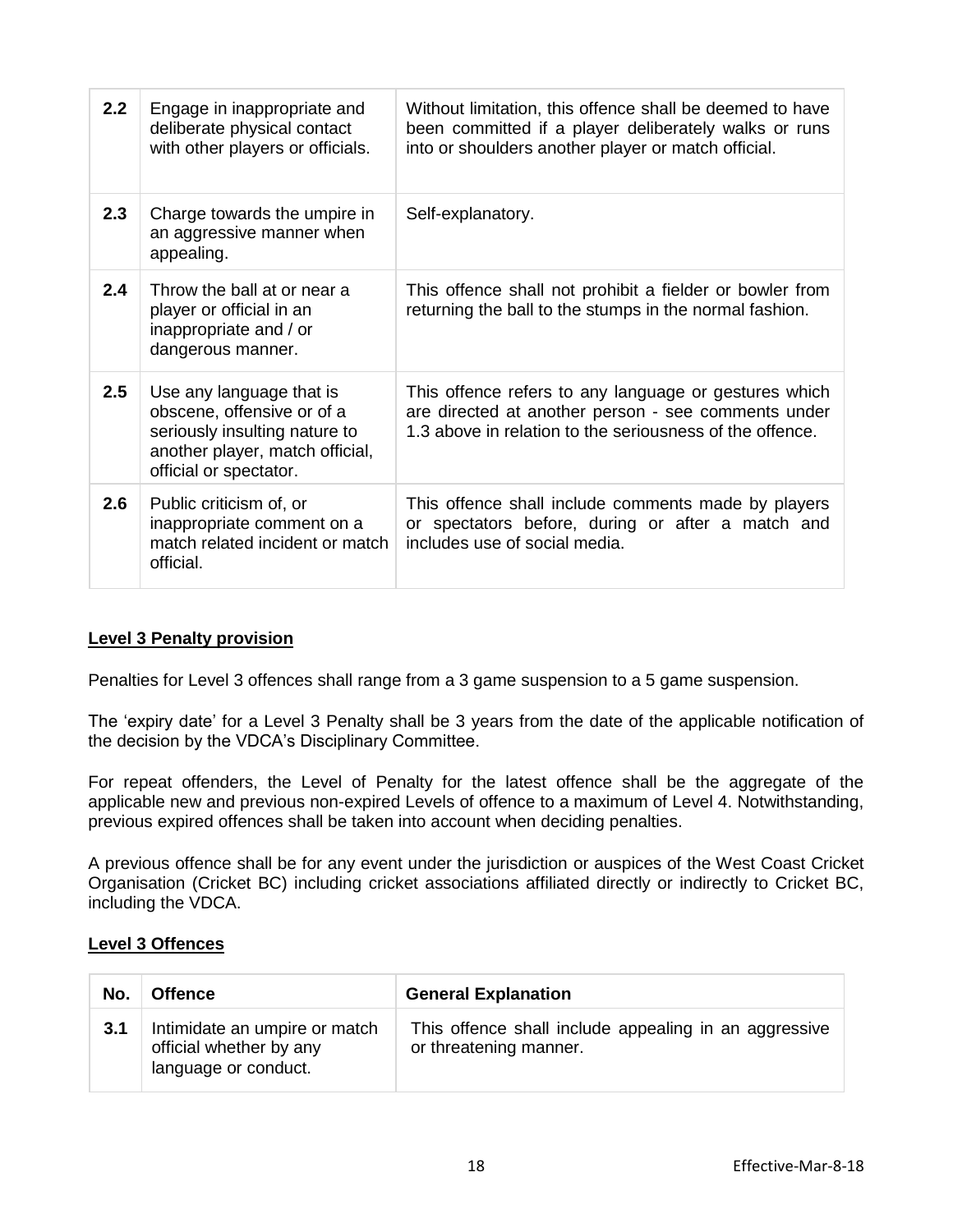| | | |
|---|---|---|
| **2.2** | Engage in inappropriate and deliberate physical contact with other players or officials. | Without limitation, this offence shall be deemed to have been committed if a player deliberately walks or runs into or shoulders another player or match official. |
| **2.3** | Charge towards the umpire in an aggressive manner when appealing. | Self-explanatory. |
| **2.4** | Throw the ball at or near a player or official in an inappropriate and / or dangerous manner. | This offence shall not prohibit a fielder or bowler from returning the ball to the stumps in the normal fashion. |
| **2.5** | Use any language that is obscene, offensive or of a seriously insulting nature to another player, match official, official or spectator. | This offence refers to any language or gestures which are directed at another person - see comments under 1.3 above in relation to the seriousness of the offence. |
| **2.6** | Public criticism of, or inappropriate comment on a match related incident or match official. | This offence shall include comments made by players or spectators before, during or after a match and includes use of social media. |

**Level 3 Penalty provision**

Penalties for Level 3 offences shall range from a 3 game suspension to a 5 game suspension.

The 'expiry date' for a Level 3 Penalty shall be 3 years from the date of the applicable notification of the decision by the VDCA's Disciplinary Committee.

For repeat offenders, the Level of Penalty for the latest offence shall be the aggregate of the applicable new and previous non-expired Levels of offence to a maximum of Level 4. Notwithstanding, previous expired offences shall be taken into account when deciding penalties.

A previous offence shall be for any event under the jurisdiction or auspices of the West Coast Cricket Organisation (Cricket BC) including cricket associations affiliated directly or indirectly to Cricket BC, including the VDCA.

**Level 3 Offences**

| No. | Offence | General Explanation |
|---|---|---|
| **3.1** | Intimidate an umpire or match official whether by any language or conduct. | This offence shall include appealing in an aggressive or threatening manner. |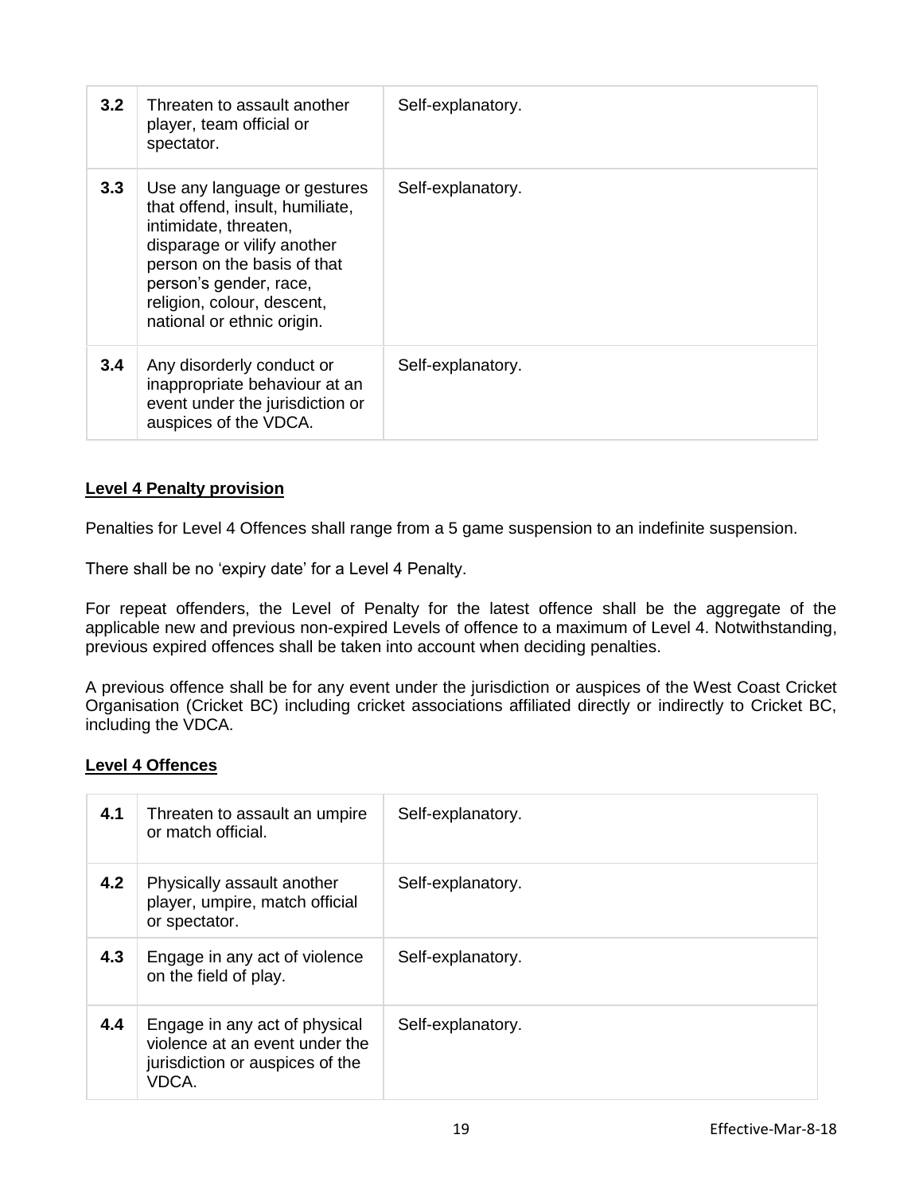| | | |
|---|---|---|
| **3.2** | Threaten to assault another player, team official or spectator. | Self-explanatory. |
| **3.3** | Use any language or gestures that offend, insult, humiliate, intimidate, threaten, disparage or vilify another person on the basis of that person's gender, race, religion, colour, descent, national or ethnic origin. | Self-explanatory. |
| **3.4** | Any disorderly conduct or inappropriate behaviour at an event under the jurisdiction or auspices of the VDCA. | Self-explanatory. |

**Level 4 Penalty provision**

Penalties for Level 4 Offences shall range from a 5 game suspension to an indefinite suspension.

There shall be no 'expiry date' for a Level 4 Penalty.

For repeat offenders, the Level of Penalty for the latest offence shall be the aggregate of the applicable new and previous non-expired Levels of offence to a maximum of Level 4. Notwithstanding, previous expired offences shall be taken into account when deciding penalties.

A previous offence shall be for any event under the jurisdiction or auspices of the West Coast Cricket Organisation (Cricket BC) including cricket associations affiliated directly or indirectly to Cricket BC, including the VDCA.

**Level 4 Offences**

| | | |
|---|---|---|
| **4.1** | Threaten to assault an umpire or match official. | Self-explanatory. |
| **4.2** | Physically assault another player, umpire, match official or spectator. | Self-explanatory. |
| **4.3** | Engage in any act of violence on the field of play. | Self-explanatory. |
| **4.4** | Engage in any act of physical violence at an event under the jurisdiction or auspices of the VDCA. | Self-explanatory. |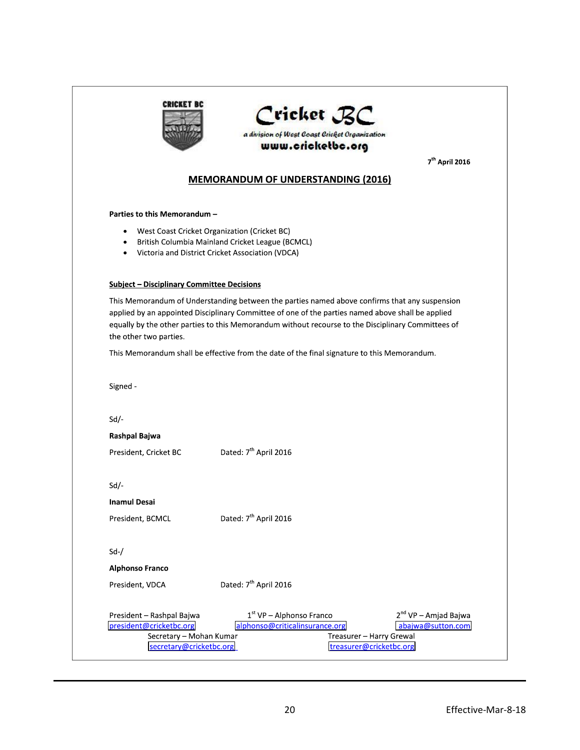CRICKET BC

# Cricket BC

*a division of West Coast Cricket Organization*

**www.cricketbc.org**

**7th April 2016**

## MEMORANDUM OF UNDERSTANDING (2016)

**Parties to this Memorandum –**

- West Coast Cricket Organization (Cricket BC)
- British Columbia Mainland Cricket League (BCMCL)
- Victoria and District Cricket Association (VDCA)

**Subject – Disciplinary Committee Decisions**

This Memorandum of Understanding between the parties named above confirms that any suspension applied by an appointed Disciplinary Committee of one of the parties named above shall be applied equally by the other parties to this Memorandum without recourse to the Disciplinary Committees of the other two parties.

This Memorandum shall be effective from the date of the final signature to this Memorandum.

Signed -

Sd/-

**Rashpal Bajwa**

President, Cricket BC Dated: 7th April 2016

Sd/-

**Inamul Desai**

President, BCMCL Dated: 7th April 2016

Sd-/

**Alphonso Franco**

President, VDCA Dated: 7th April 2016

President – Rashpal Bajwa president@cricketbc.org
1st VP – Alphonso Franco alphonso@criticalinsurance.org
2nd VP – Amjad Bajwa abajwa@sutton.com
Secretary – Mohan Kumar secretary@cricketbc.org
Treasurer – Harry Grewal treasurer@cricketbc.org